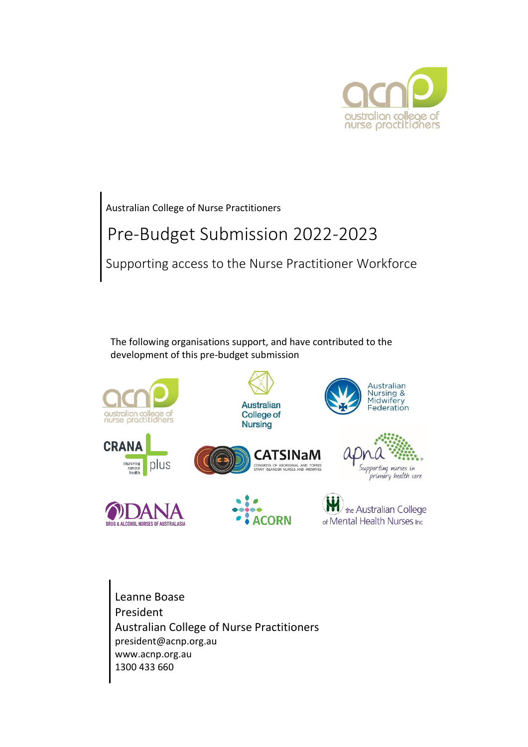Australian College of Nurse Practitioners

# Pre-Budget Submission 2022-2023

## Supporting access to the Nurse Practitioner Workforce

The following organisations support, and have contributed to the development of this pre-budget submission

Leanne Boase
President
Australian College of Nurse Practitioners
president@acnp.org.au
www.acnp.org.au
1300 433 660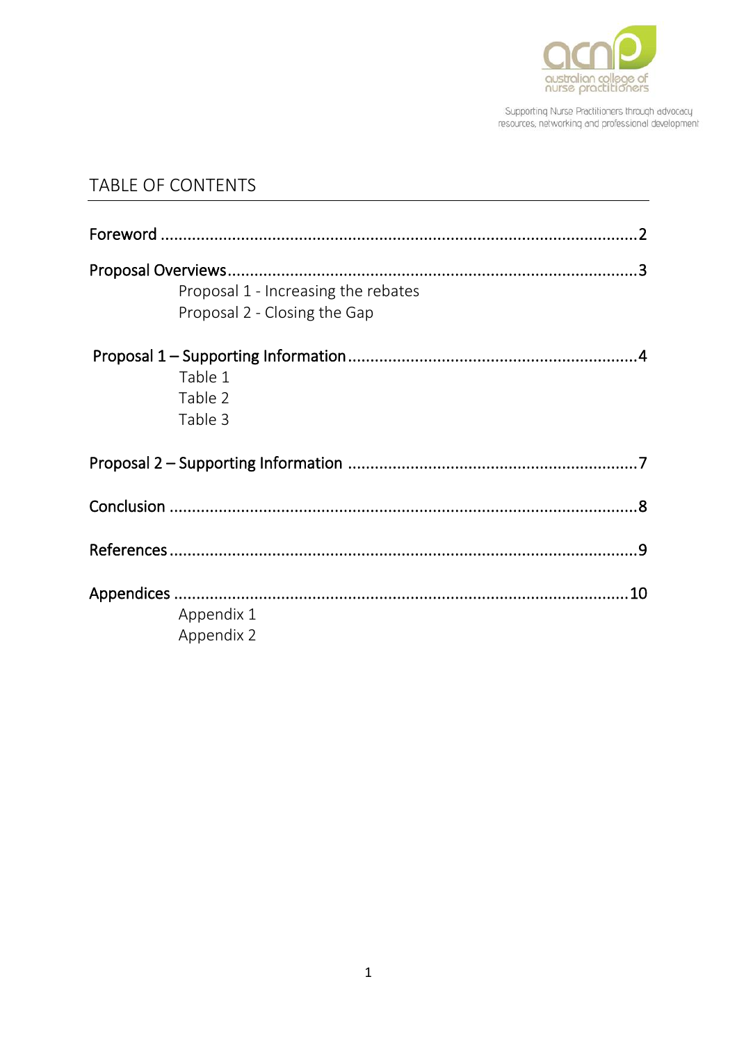## TABLE OF CONTENTS

Foreword ........................................................................................................2

Proposal Overviews..........................................................................................3
- Proposal 1 - Increasing the rebates
- Proposal 2 - Closing the Gap

Proposal 1 – Supporting Information...............................................................4
- Table 1
- Table 2
- Table 3

Proposal 2 – Supporting Information ...............................................................7

Conclusion ......................................................................................................8

References.......................................................................................................9

Appendices ....................................................................................................10
- Appendix 1
- Appendix 2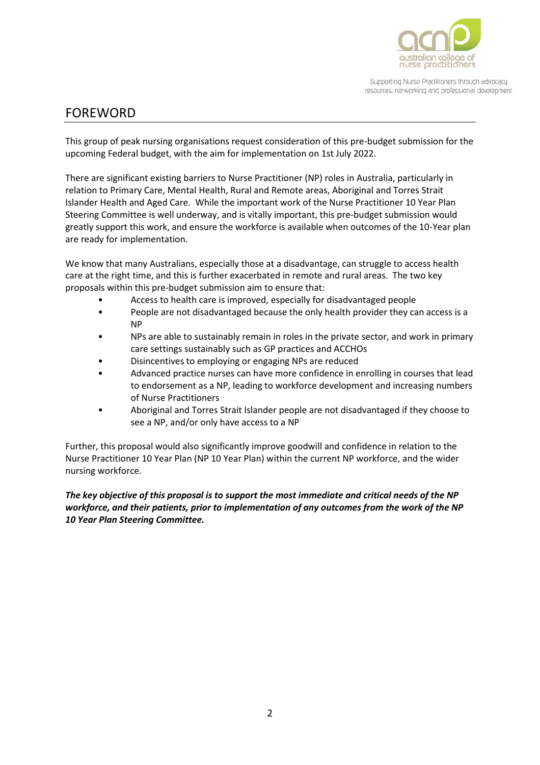## FOREWORD

This group of peak nursing organisations request consideration of this pre-budget submission for the upcoming Federal budget, with the aim for implementation on 1st July 2022.

There are significant existing barriers to Nurse Practitioner (NP) roles in Australia, particularly in relation to Primary Care, Mental Health, Rural and Remote areas, Aboriginal and Torres Strait Islander Health and Aged Care. While the important work of the Nurse Practitioner 10 Year Plan Steering Committee is well underway, and is vitally important, this pre-budget submission would greatly support this work, and ensure the workforce is available when outcomes of the 10-Year plan are ready for implementation.

We know that many Australians, especially those at a disadvantage, can struggle to access health care at the right time, and this is further exacerbated in remote and rural areas. The two key proposals within this pre-budget submission aim to ensure that:

- Access to health care is improved, especially for disadvantaged people
- People are not disadvantaged because the only health provider they can access is a NP
- NPs are able to sustainably remain in roles in the private sector, and work in primary care settings sustainably such as GP practices and ACCHOs
- Disincentives to employing or engaging NPs are reduced
- Advanced practice nurses can have more confidence in enrolling in courses that lead to endorsement as a NP, leading to workforce development and increasing numbers of Nurse Practitioners
- Aboriginal and Torres Strait Islander people are not disadvantaged if they choose to see a NP, and/or only have access to a NP

Further, this proposal would also significantly improve goodwill and confidence in relation to the Nurse Practitioner 10 Year Plan (NP 10 Year Plan) within the current NP workforce, and the wider nursing workforce.

***The key objective of this proposal is to support the most immediate and critical needs of the NP workforce, and their patients, prior to implementation of any outcomes from the work of the NP 10 Year Plan Steering Committee.***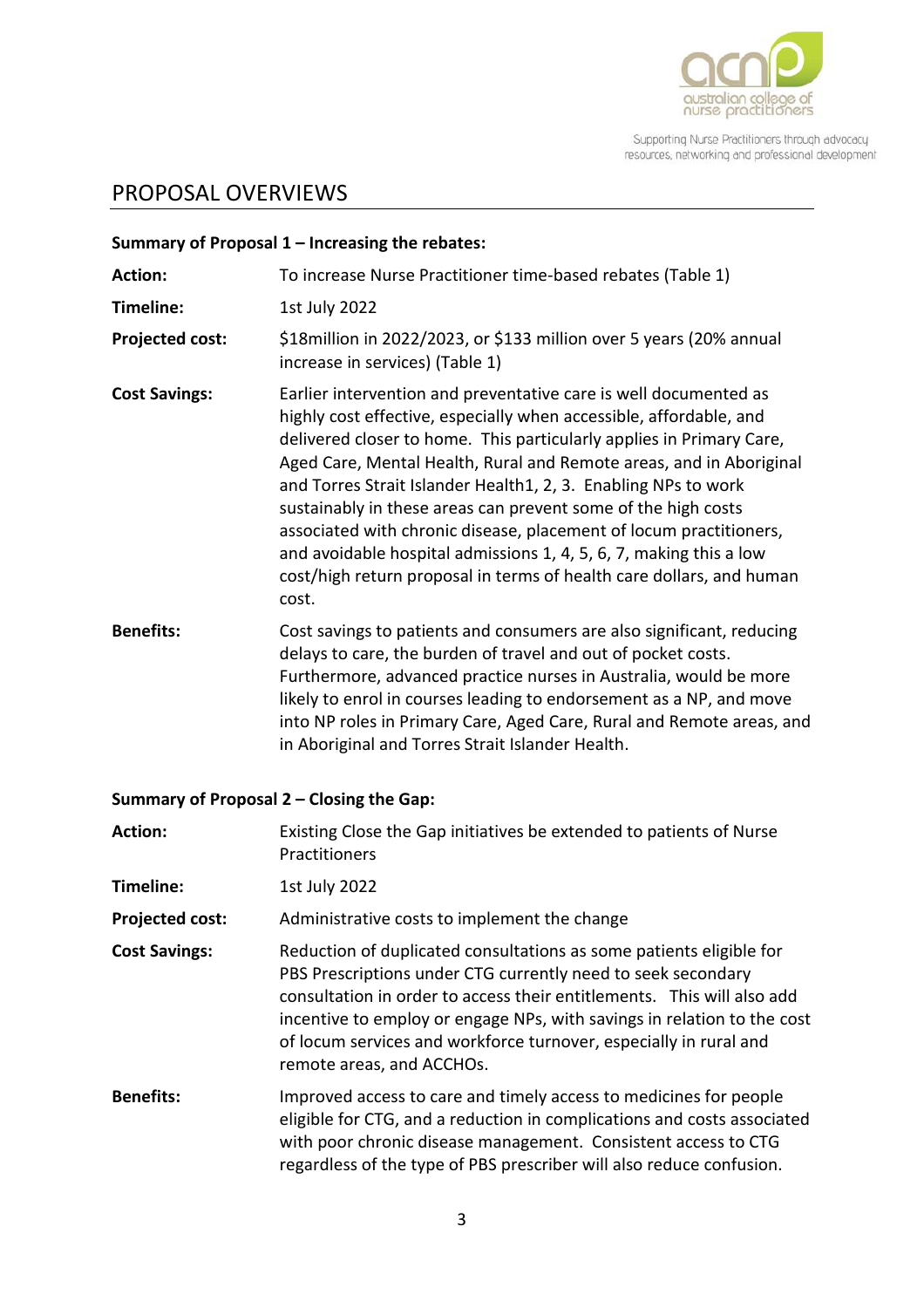## PROPOSAL OVERVIEWS

**Summary of Proposal 1 – Increasing the rebates:**

| | |
|---|---|
| **Action:** | To increase Nurse Practitioner time-based rebates (Table 1) |
| **Timeline:** | 1st July 2022 |
| **Projected cost:** | $18million in 2022/2023, or $133 million over 5 years (20% annual increase in services) (Table 1) |
| **Cost Savings:** | Earlier intervention and preventative care is well documented as highly cost effective, especially when accessible, affordable, and delivered closer to home. This particularly applies in Primary Care, Aged Care, Mental Health, Rural and Remote areas, and in Aboriginal and Torres Strait Islander Health[1, 2, 3]. Enabling NPs to work sustainably in these areas can prevent some of the high costs associated with chronic disease, placement of locum practitioners, and avoidable hospital admissions [1, 4, 5, 6, 7], making this a low cost/high return proposal in terms of health care dollars, and human cost. |
| **Benefits:** | Cost savings to patients and consumers are also significant, reducing delays to care, the burden of travel and out of pocket costs. Furthermore, advanced practice nurses in Australia, would be more likely to enrol in courses leading to endorsement as a NP, and move into NP roles in Primary Care, Aged Care, Rural and Remote areas, and in Aboriginal and Torres Strait Islander Health. |

**Summary of Proposal 2 – Closing the Gap:**

| | |
|---|---|
| **Action:** | Existing Close the Gap initiatives be extended to patients of Nurse Practitioners |
| **Timeline:** | 1st July 2022 |
| **Projected cost:** | Administrative costs to implement the change |
| **Cost Savings:** | Reduction of duplicated consultations as some patients eligible for PBS Prescriptions under CTG currently need to seek secondary consultation in order to access their entitlements. This will also add incentive to employ or engage NPs, with savings in relation to the cost of locum services and workforce turnover, especially in rural and remote areas, and ACCHOs. |
| **Benefits:** | Improved access to care and timely access to medicines for people eligible for CTG, and a reduction in complications and costs associated with poor chronic disease management. Consistent access to CTG regardless of the type of PBS prescriber will also reduce confusion. |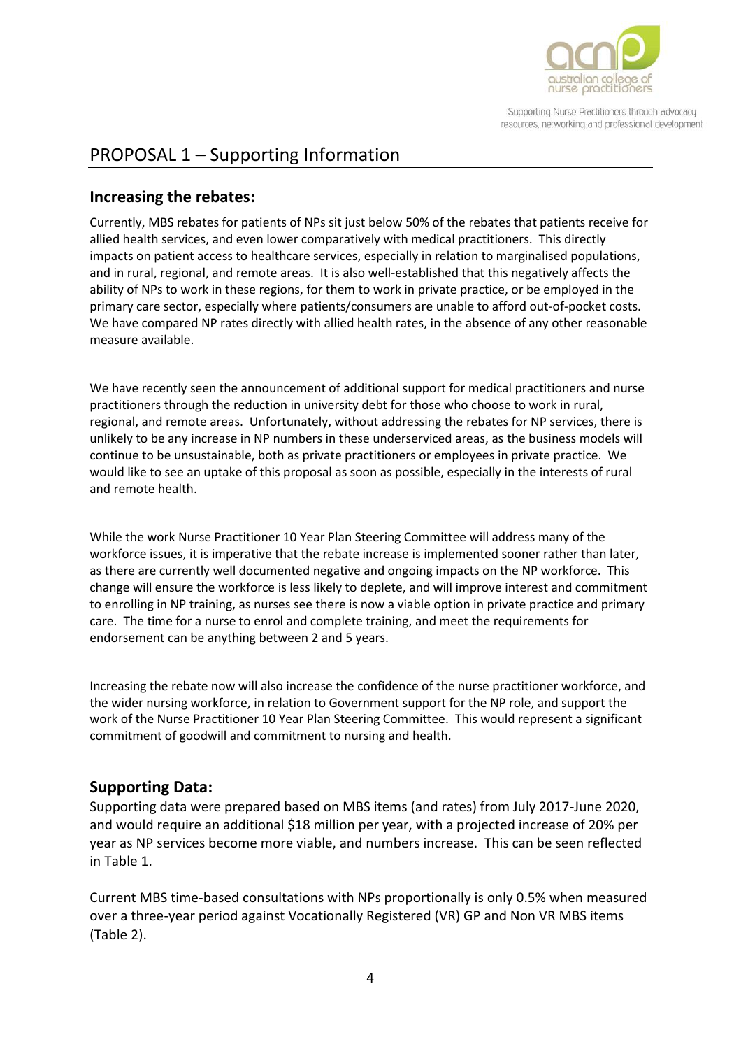## PROPOSAL 1 – Supporting Information

### Increasing the rebates:

Currently, MBS rebates for patients of NPs sit just below 50% of the rebates that patients receive for allied health services, and even lower comparatively with medical practitioners. This directly impacts on patient access to healthcare services, especially in relation to marginalised populations, and in rural, regional, and remote areas. It is also well-established that this negatively affects the ability of NPs to work in these regions, for them to work in private practice, or be employed in the primary care sector, especially where patients/consumers are unable to afford out-of-pocket costs. We have compared NP rates directly with allied health rates, in the absence of any other reasonable measure available.

We have recently seen the announcement of additional support for medical practitioners and nurse practitioners through the reduction in university debt for those who choose to work in rural, regional, and remote areas. Unfortunately, without addressing the rebates for NP services, there is unlikely to be any increase in NP numbers in these underserviced areas, as the business models will continue to be unsustainable, both as private practitioners or employees in private practice. We would like to see an uptake of this proposal as soon as possible, especially in the interests of rural and remote health.

While the work Nurse Practitioner 10 Year Plan Steering Committee will address many of the workforce issues, it is imperative that the rebate increase is implemented sooner rather than later, as there are currently well documented negative and ongoing impacts on the NP workforce. This change will ensure the workforce is less likely to deplete, and will improve interest and commitment to enrolling in NP training, as nurses see there is now a viable option in private practice and primary care. The time for a nurse to enrol and complete training, and meet the requirements for endorsement can be anything between 2 and 5 years.

Increasing the rebate now will also increase the confidence of the nurse practitioner workforce, and the wider nursing workforce, in relation to Government support for the NP role, and support the work of the Nurse Practitioner 10 Year Plan Steering Committee. This would represent a significant commitment of goodwill and commitment to nursing and health.

### Supporting Data:

Supporting data were prepared based on MBS items (and rates) from July 2017-June 2020, and would require an additional $18 million per year, with a projected increase of 20% per year as NP services become more viable, and numbers increase. This can be seen reflected in Table 1.

Current MBS time-based consultations with NPs proportionally is only 0.5% when measured over a three-year period against Vocationally Registered (VR) GP and Non VR MBS items (Table 2).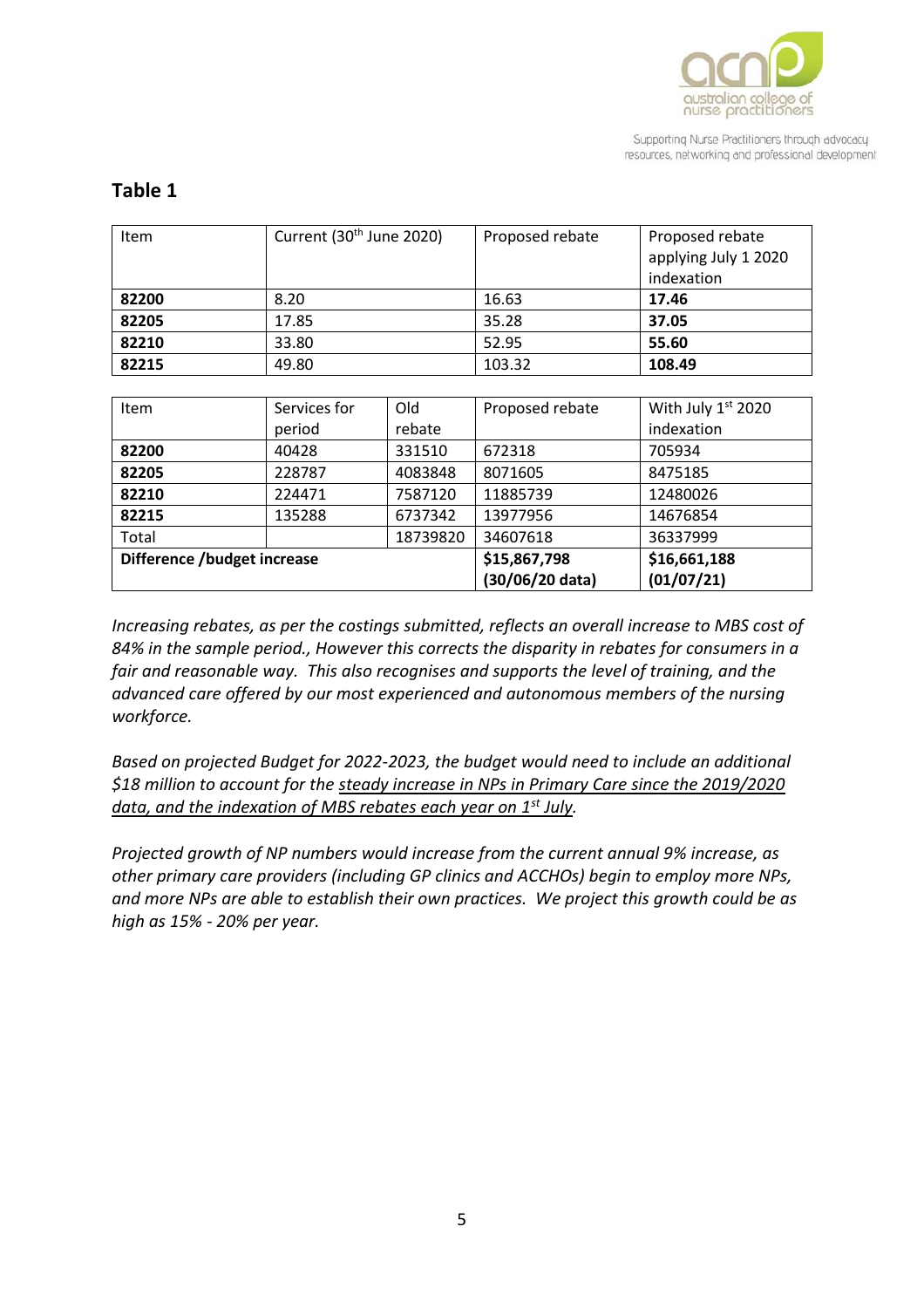## Table 1

| Item | Current (30th June 2020) | Proposed rebate | Proposed rebate applying July 1 2020 indexation |
|---|---|---|---|
| **82200** | 8.20 | 16.63 | **17.46** |
| **82205** | 17.85 | 35.28 | **37.05** |
| **82210** | 33.80 | 52.95 | **55.60** |
| **82215** | 49.80 | 103.32 | **108.49** |

| Item | Services for period | Old rebate | Proposed rebate | With July 1st 2020 indexation |
|---|---|---|---|---|
| **82200** | 40428 | 331510 | 672318 | 705934 |
| **82205** | 228787 | 4083848 | 8071605 | 8475185 |
| **82210** | 224471 | 7587120 | 11885739 | 12480026 |
| **82215** | 135288 | 6737342 | 13977956 | 14676854 |
| Total | | 18739820 | 34607618 | 36337999 |
| **Difference /budget increase** | | | **$15,867,798 (30/06/20 data)** | **$16,661,188 (01/07/21)** |

*Increasing rebates, as per the costings submitted, reflects an overall increase to MBS cost of 84% in the sample period., However this corrects the disparity in rebates for consumers in a fair and reasonable way. This also recognises and supports the level of training, and the advanced care offered by our most experienced and autonomous members of the nursing workforce.*

*Based on projected Budget for 2022-2023, the budget would need to include an additional $18 million to account for the steady increase in NPs in Primary Care since the 2019/2020 data, and the indexation of MBS rebates each year on 1st July.*

*Projected growth of NP numbers would increase from the current annual 9% increase, as other primary care providers (including GP clinics and ACCHOs) begin to employ more NPs, and more NPs are able to establish their own practices. We project this growth could be as high as 15% - 20% per year.*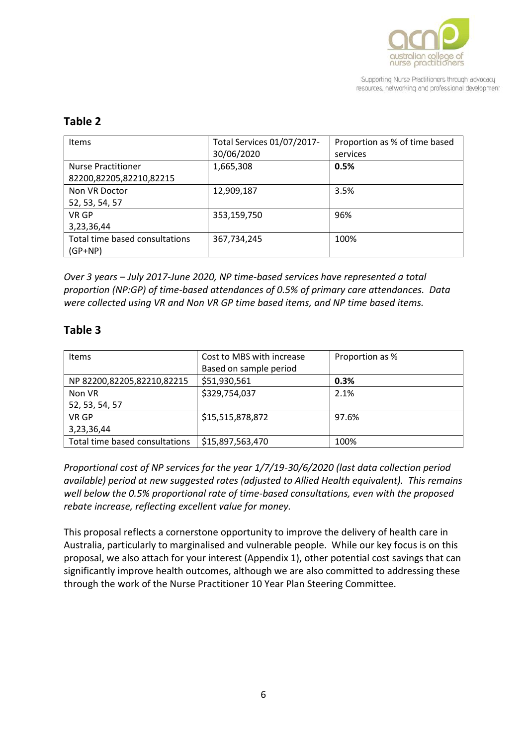## Table 2

| Items | Total Services 01/07/2017-30/06/2020 | Proportion as % of time based services |
|---|---|---|
| Nurse Practitioner 82200,82205,82210,82215 | 1,665,308 | **0.5%** |
| Non VR Doctor 52, 53, 54, 57 | 12,909,187 | 3.5% |
| VR GP 3,23,36,44 | 353,159,750 | 96% |
| Total time based consultations (GP+NP) | 367,734,245 | 100% |

*Over 3 years – July 2017-June 2020, NP time-based services have represented a total proportion (NP:GP) of time-based attendances of 0.5% of primary care attendances. Data were collected using VR and Non VR GP time based items, and NP time based items.*

## Table 3

| Items | Cost to MBS with increase Based on sample period | Proportion as % |
|---|---|---|
| NP 82200,82205,82210,82215 | $51,930,561 | **0.3%** |
| Non VR 52, 53, 54, 57 | $329,754,037 | 2.1% |
| VR GP 3,23,36,44 | $15,515,878,872 | 97.6% |
| Total time based consultations | $15,897,563,470 | 100% |

*Proportional cost of NP services for the year 1/7/19-30/6/2020 (last data collection period available) period at new suggested rates (adjusted to Allied Health equivalent). This remains well below the 0.5% proportional rate of time-based consultations, even with the proposed rebate increase, reflecting excellent value for money.*

This proposal reflects a cornerstone opportunity to improve the delivery of health care in Australia, particularly to marginalised and vulnerable people. While our key focus is on this proposal, we also attach for your interest (Appendix 1), other potential cost savings that can significantly improve health outcomes, although we are also committed to addressing these through the work of the Nurse Practitioner 10 Year Plan Steering Committee.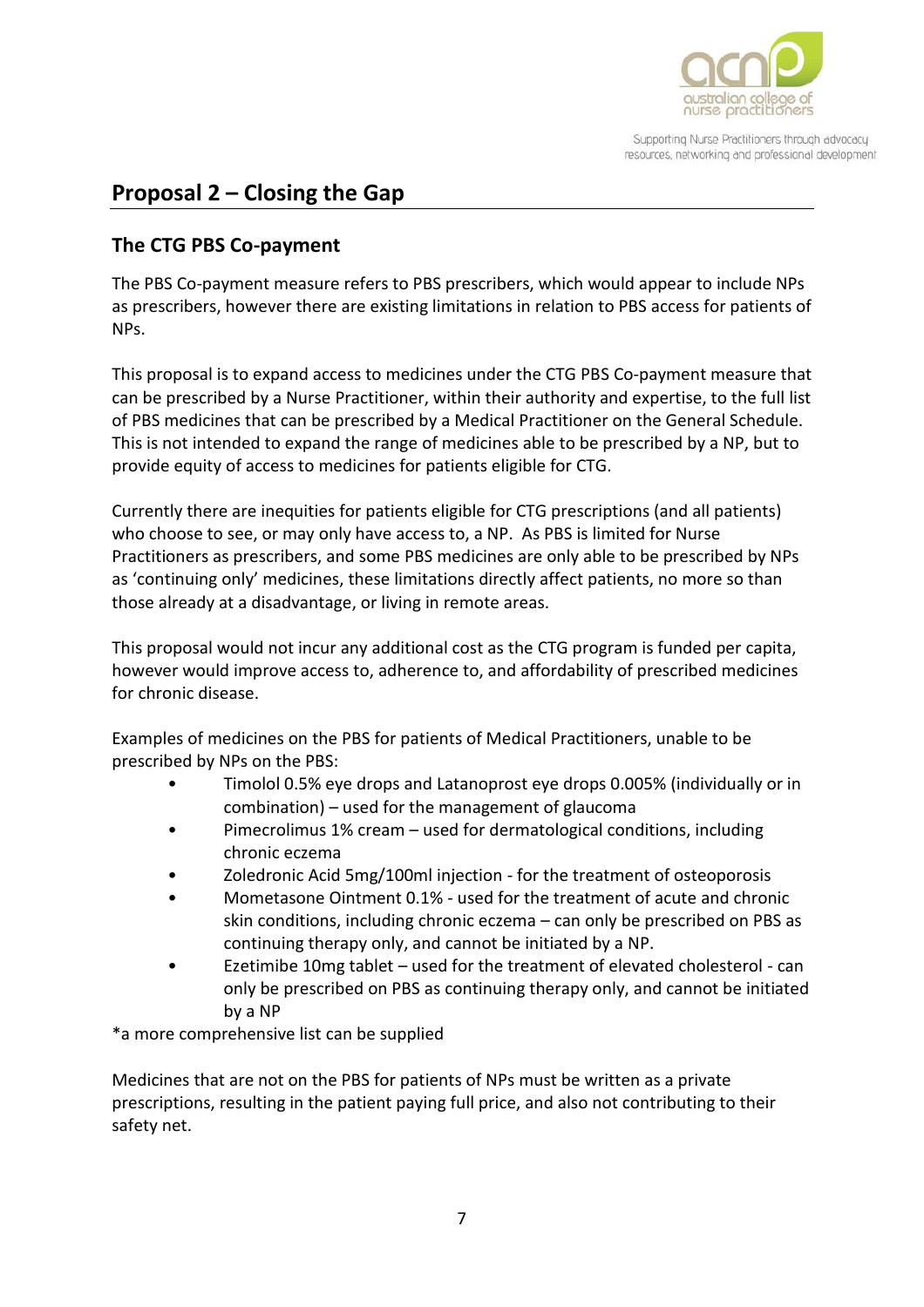## Proposal 2 – Closing the Gap

### The CTG PBS Co-payment

The PBS Co-payment measure refers to PBS prescribers, which would appear to include NPs as prescribers, however there are existing limitations in relation to PBS access for patients of NPs.

This proposal is to expand access to medicines under the CTG PBS Co-payment measure that can be prescribed by a Nurse Practitioner, within their authority and expertise, to the full list of PBS medicines that can be prescribed by a Medical Practitioner on the General Schedule. This is not intended to expand the range of medicines able to be prescribed by a NP, but to provide equity of access to medicines for patients eligible for CTG.

Currently there are inequities for patients eligible for CTG prescriptions (and all patients) who choose to see, or may only have access to, a NP. As PBS is limited for Nurse Practitioners as prescribers, and some PBS medicines are only able to be prescribed by NPs as 'continuing only' medicines, these limitations directly affect patients, no more so than those already at a disadvantage, or living in remote areas.

This proposal would not incur any additional cost as the CTG program is funded per capita, however would improve access to, adherence to, and affordability of prescribed medicines for chronic disease.

Examples of medicines on the PBS for patients of Medical Practitioners, unable to be prescribed by NPs on the PBS:

- Timolol 0.5% eye drops and Latanoprost eye drops 0.005% (individually or in combination) – used for the management of glaucoma
- Pimecrolimus 1% cream – used for dermatological conditions, including chronic eczema
- Zoledronic Acid 5mg/100ml injection - for the treatment of osteoporosis
- Mometasone Ointment 0.1% - used for the treatment of acute and chronic skin conditions, including chronic eczema – can only be prescribed on PBS as continuing therapy only, and cannot be initiated by a NP.
- Ezetimibe 10mg tablet – used for the treatment of elevated cholesterol - can only be prescribed on PBS as continuing therapy only, and cannot be initiated by a NP

*a more comprehensive list can be supplied

Medicines that are not on the PBS for patients of NPs must be written as a private prescriptions, resulting in the patient paying full price, and also not contributing to their safety net.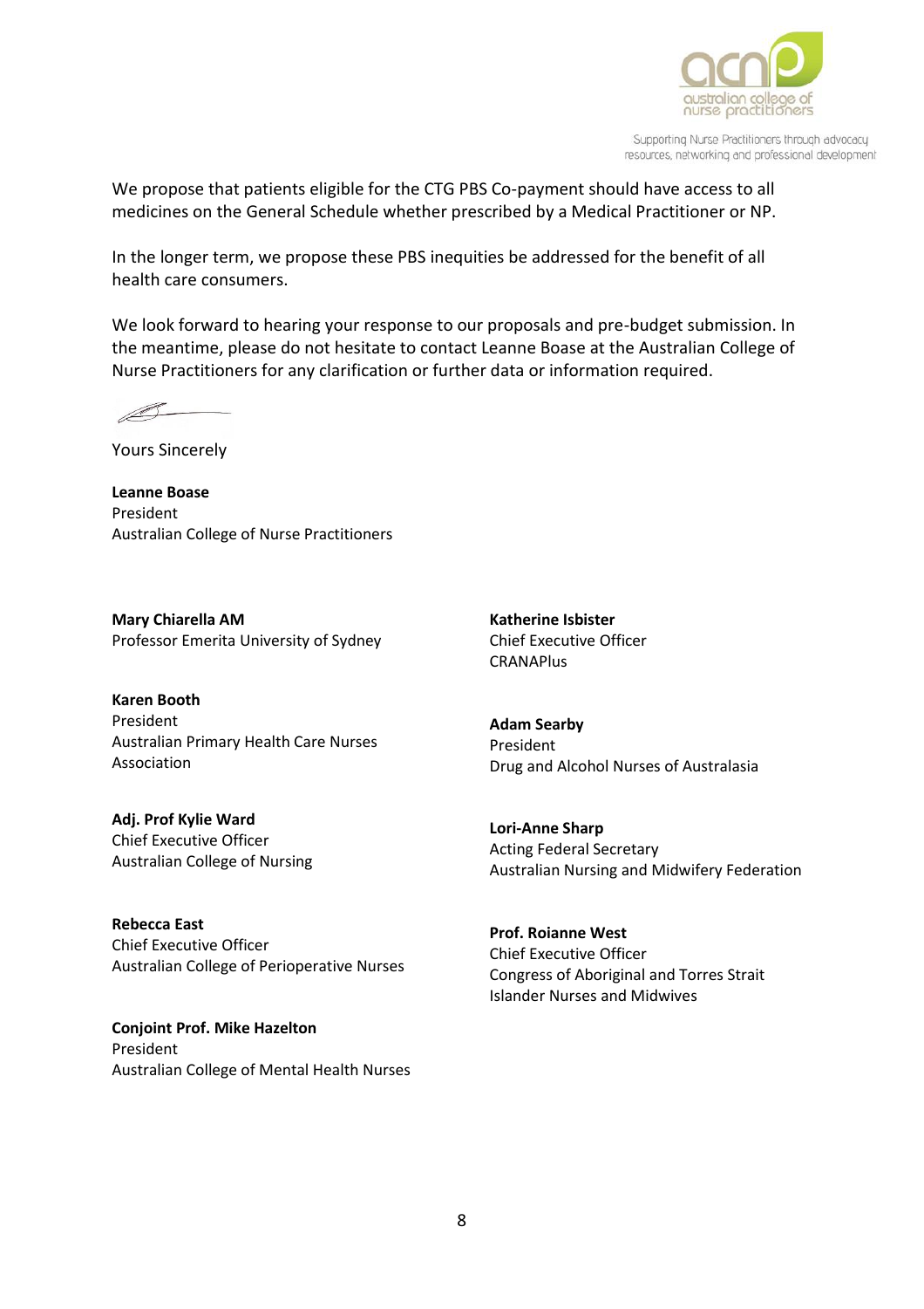We propose that patients eligible for the CTG PBS Co-payment should have access to all medicines on the General Schedule whether prescribed by a Medical Practitioner or NP.

In the longer term, we propose these PBS inequities be addressed for the benefit of all health care consumers.

We look forward to hearing your response to our proposals and pre-budget submission. In the meantime, please do not hesitate to contact Leanne Boase at the Australian College of Nurse Practitioners for any clarification or further data or information required.

Yours Sincerely

**Leanne Boase**
President
Australian College of Nurse Practitioners

**Mary Chiarella AM**
Professor Emerita University of Sydney

**Karen Booth**
President
Australian Primary Health Care Nurses Association

**Adj. Prof Kylie Ward**
Chief Executive Officer
Australian College of Nursing

**Rebecca East**
Chief Executive Officer
Australian College of Perioperative Nurses

**Conjoint Prof. Mike Hazelton**
President
Australian College of Mental Health Nurses

**Katherine Isbister**
Chief Executive Officer
CRANAPlus

**Adam Searby**
President
Drug and Alcohol Nurses of Australasia

**Lori-Anne Sharp**
Acting Federal Secretary
Australian Nursing and Midwifery Federation

**Prof. Roianne West**
Chief Executive Officer
Congress of Aboriginal and Torres Strait Islander Nurses and Midwives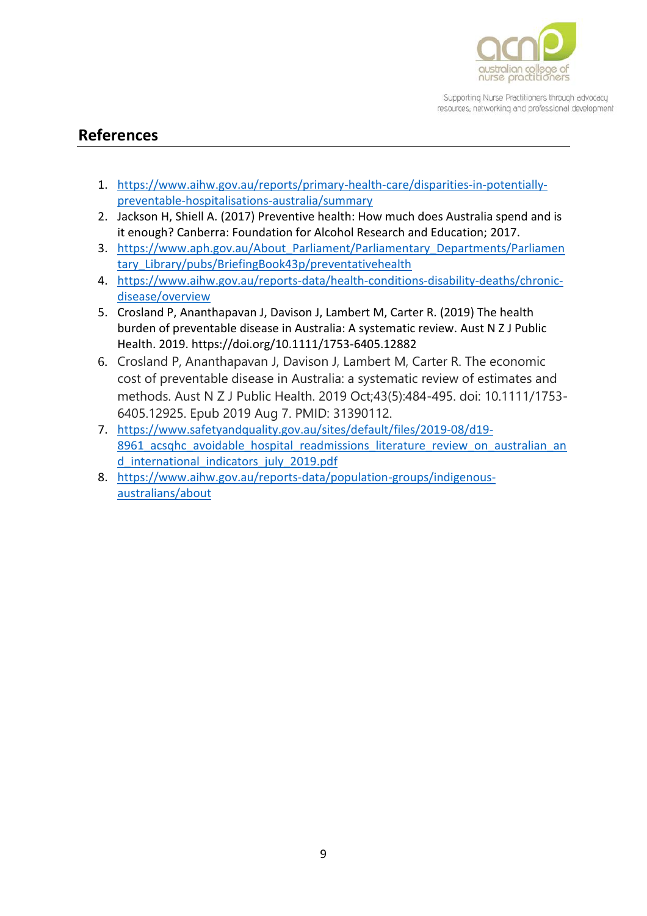## References

1. https://www.aihw.gov.au/reports/primary-health-care/disparities-in-potentially-preventable-hospitalisations-australia/summary
2. Jackson H, Shiell A. (2017) Preventive health: How much does Australia spend and is it enough? Canberra: Foundation for Alcohol Research and Education; 2017.
3. https://www.aph.gov.au/About_Parliament/Parliamentary_Departments/Parliamentary_Library/pubs/BriefingBook43p/preventativehealth
4. https://www.aihw.gov.au/reports-data/health-conditions-disability-deaths/chronic-disease/overview
5. Crosland P, Ananthapavan J, Davison J, Lambert M, Carter R. (2019) The health burden of preventable disease in Australia: A systematic review. Aust N Z J Public Health. 2019. https://doi.org/10.1111/1753-6405.12882
6. Crosland P, Ananthapavan J, Davison J, Lambert M, Carter R. The economic cost of preventable disease in Australia: a systematic review of estimates and methods. Aust N Z J Public Health. 2019 Oct;43(5):484-495. doi: 10.1111/1753-6405.12925. Epub 2019 Aug 7. PMID: 31390112.
7. https://www.safetyandquality.gov.au/sites/default/files/2019-08/d19-8961_acsqhc_avoidable_hospital_readmissions_literature_review_on_australian_and_international_indicators_july_2019.pdf
8. https://www.aihw.gov.au/reports-data/population-groups/indigenous-australians/about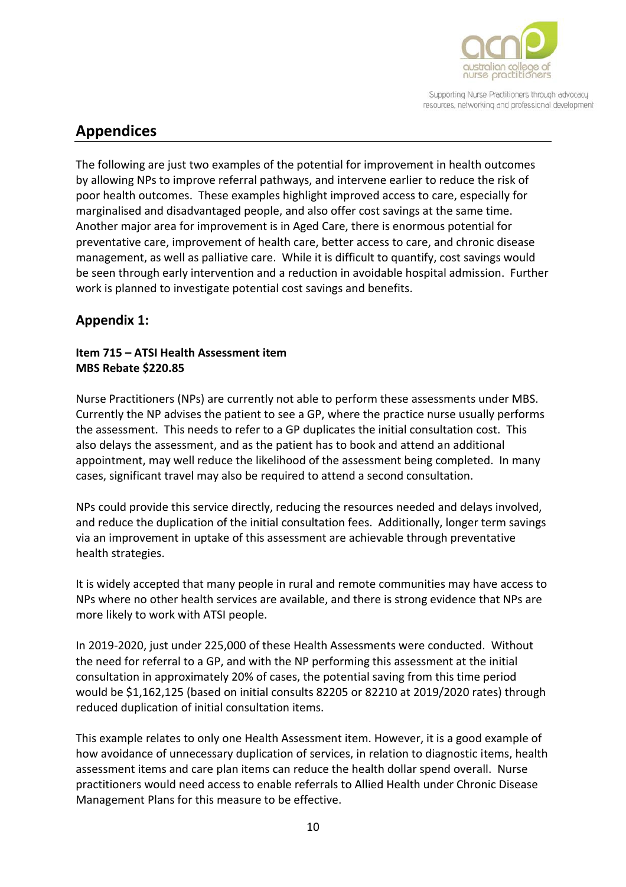## Appendices

The following are just two examples of the potential for improvement in health outcomes by allowing NPs to improve referral pathways, and intervene earlier to reduce the risk of poor health outcomes. These examples highlight improved access to care, especially for marginalised and disadvantaged people, and also offer cost savings at the same time. Another major area for improvement is in Aged Care, there is enormous potential for preventative care, improvement of health care, better access to care, and chronic disease management, as well as palliative care. While it is difficult to quantify, cost savings would be seen through early intervention and a reduction in avoidable hospital admission. Further work is planned to investigate potential cost savings and benefits.

### Appendix 1:

**Item 715 – ATSI Health Assessment item**
**MBS Rebate $220.85**

Nurse Practitioners (NPs) are currently not able to perform these assessments under MBS. Currently the NP advises the patient to see a GP, where the practice nurse usually performs the assessment. This needs to refer to a GP duplicates the initial consultation cost. This also delays the assessment, and as the patient has to book and attend an additional appointment, may well reduce the likelihood of the assessment being completed. In many cases, significant travel may also be required to attend a second consultation.

NPs could provide this service directly, reducing the resources needed and delays involved, and reduce the duplication of the initial consultation fees. Additionally, longer term savings via an improvement in uptake of this assessment are achievable through preventative health strategies.

It is widely accepted that many people in rural and remote communities may have access to NPs where no other health services are available, and there is strong evidence that NPs are more likely to work with ATSI people.

In 2019-2020, just under 225,000 of these Health Assessments were conducted. Without the need for referral to a GP, and with the NP performing this assessment at the initial consultation in approximately 20% of cases, the potential saving from this time period would be $1,162,125 (based on initial consults 82205 or 82210 at 2019/2020 rates) through reduced duplication of initial consultation items.

This example relates to only one Health Assessment item. However, it is a good example of how avoidance of unnecessary duplication of services, in relation to diagnostic items, health assessment items and care plan items can reduce the health dollar spend overall. Nurse practitioners would need access to enable referrals to Allied Health under Chronic Disease Management Plans for this measure to be effective.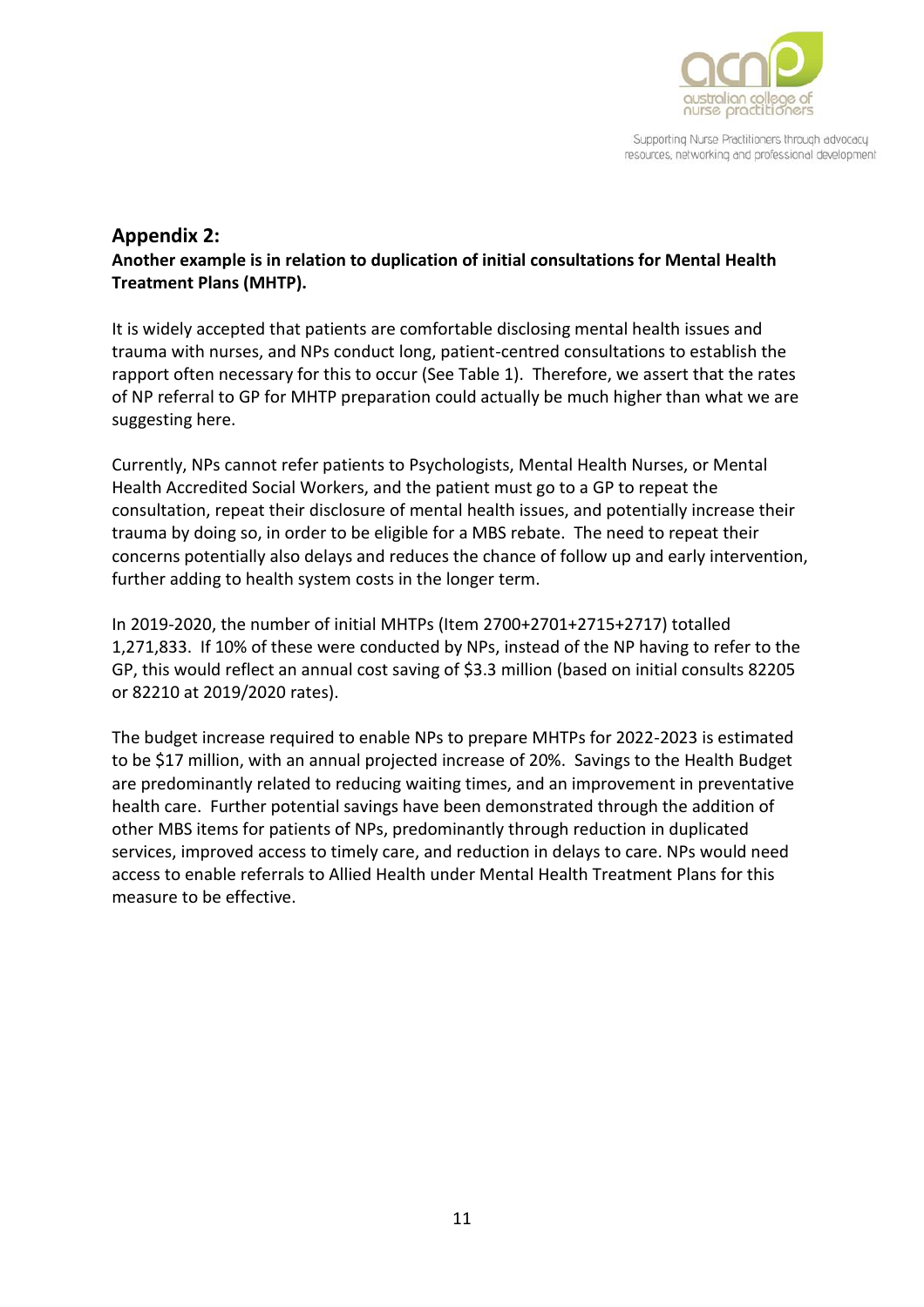## Appendix 2:

**Another example is in relation to duplication of initial consultations for Mental Health Treatment Plans (MHTP).**

It is widely accepted that patients are comfortable disclosing mental health issues and trauma with nurses, and NPs conduct long, patient-centred consultations to establish the rapport often necessary for this to occur (See Table 1). Therefore, we assert that the rates of NP referral to GP for MHTP preparation could actually be much higher than what we are suggesting here.

Currently, NPs cannot refer patients to Psychologists, Mental Health Nurses, or Mental Health Accredited Social Workers, and the patient must go to a GP to repeat the consultation, repeat their disclosure of mental health issues, and potentially increase their trauma by doing so, in order to be eligible for a MBS rebate. The need to repeat their concerns potentially also delays and reduces the chance of follow up and early intervention, further adding to health system costs in the longer term.

In 2019-2020, the number of initial MHTPs (Item 2700+2701+2715+2717) totalled 1,271,833. If 10% of these were conducted by NPs, instead of the NP having to refer to the GP, this would reflect an annual cost saving of $3.3 million (based on initial consults 82205 or 82210 at 2019/2020 rates).

The budget increase required to enable NPs to prepare MHTPs for 2022-2023 is estimated to be $17 million, with an annual projected increase of 20%. Savings to the Health Budget are predominantly related to reducing waiting times, and an improvement in preventative health care. Further potential savings have been demonstrated through the addition of other MBS items for patients of NPs, predominantly through reduction in duplicated services, improved access to timely care, and reduction in delays to care. NPs would need access to enable referrals to Allied Health under Mental Health Treatment Plans for this measure to be effective.